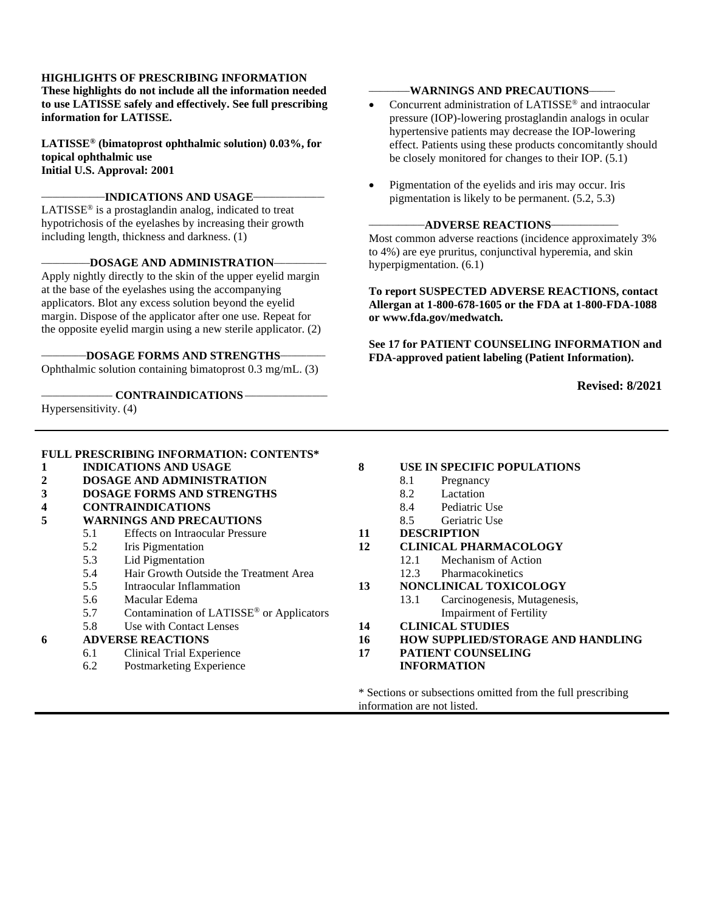**HIGHLIGHTS OF PRESCRIBING INFORMATION**
**These highlights do not include all the information needed to use LATISSE safely and effectively. See full prescribing information for LATISSE.**

**LATISSE® (bimatoprost ophthalmic solution) 0.03%, for topical ophthalmic use**
**Initial U.S. Approval: 2001**

## INDICATIONS AND USAGE

LATISSE® is a prostaglandin analog, indicated to treat hypotrichosis of the eyelashes by increasing their growth including length, thickness and darkness. (1)

## DOSAGE AND ADMINISTRATION

Apply nightly directly to the skin of the upper eyelid margin at the base of the eyelashes using the accompanying applicators. Blot any excess solution beyond the eyelid margin. Dispose of the applicator after one use. Repeat for the opposite eyelid margin using a new sterile applicator. (2)

## DOSAGE FORMS AND STRENGTHS

Ophthalmic solution containing bimatoprost 0.3 mg/mL. (3)

## CONTRAINDICATIONS

Hypersensitivity. (4)

## WARNINGS AND PRECAUTIONS

- Concurrent administration of LATISSE® and intraocular pressure (IOP)-lowering prostaglandin analogs in ocular hypertensive patients may decrease the IOP-lowering effect. Patients using these products concomitantly should be closely monitored for changes to their IOP. (5.1)
- Pigmentation of the eyelids and iris may occur. Iris pigmentation is likely to be permanent. (5.2, 5.3)

## ADVERSE REACTIONS

Most common adverse reactions (incidence approximately 3% to 4%) are eye pruritus, conjunctival hyperemia, and skin hyperpigmentation. (6.1)

**To report SUSPECTED ADVERSE REACTIONS, contact Allergan at 1-800-678-1605 or the FDA at 1-800-FDA-1088 or www.fda.gov/medwatch.**

**See 17 for PATIENT COUNSELING INFORMATION and FDA-approved patient labeling (Patient Information).**

**Revised: 8/2021**

---

**FULL PRESCRIBING INFORMATION: CONTENTS***

**1 INDICATIONS AND USAGE**
**2 DOSAGE AND ADMINISTRATION**
**3 DOSAGE FORMS AND STRENGTHS**
**4 CONTRAINDICATIONS**
**5 WARNINGS AND PRECAUTIONS**
- 5.1 Effects on Intraocular Pressure
- 5.2 Iris Pigmentation
- 5.3 Lid Pigmentation
- 5.4 Hair Growth Outside the Treatment Area
- 5.5 Intraocular Inflammation
- 5.6 Macular Edema
- 5.7 Contamination of LATISSE® or Applicators
- 5.8 Use with Contact Lenses

**6 ADVERSE REACTIONS**
- 6.1 Clinical Trial Experience
- 6.2 Postmarketing Experience

**8 USE IN SPECIFIC POPULATIONS**
- 8.1 Pregnancy
- 8.2 Lactation
- 8.4 Pediatric Use
- 8.5 Geriatric Use

**11 DESCRIPTION**
**12 CLINICAL PHARMACOLOGY**
- 12.1 Mechanism of Action
- 12.3 Pharmacokinetics

**13 NONCLINICAL TOXICOLOGY**
- 13.1 Carcinogenesis, Mutagenesis, Impairment of Fertility

**14 CLINICAL STUDIES**
**16 HOW SUPPLIED/STORAGE AND HANDLING**
**17 PATIENT COUNSELING INFORMATION**

* Sections or subsections omitted from the full prescribing information are not listed.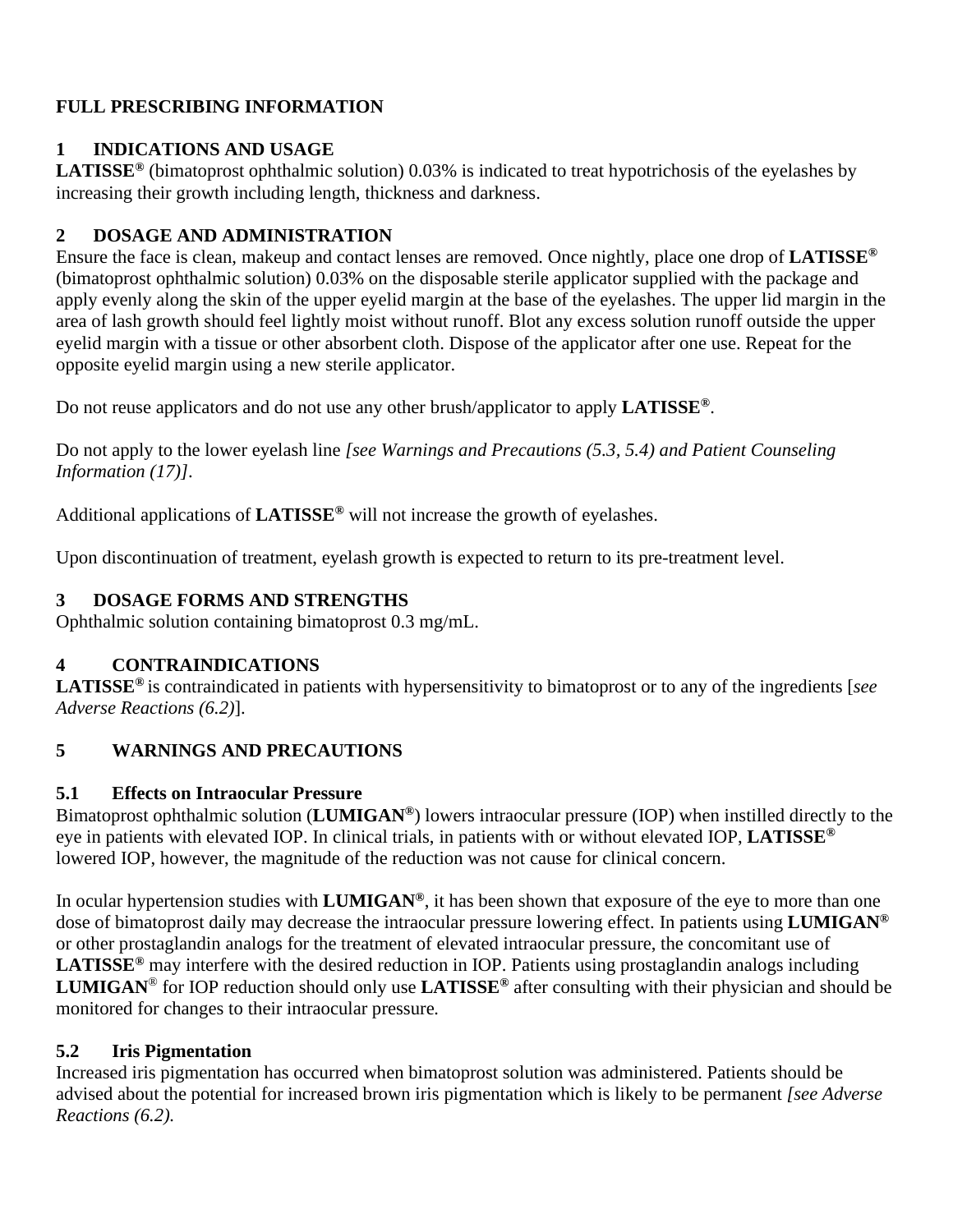# FULL PRESCRIBING INFORMATION

## 1 INDICATIONS AND USAGE

**LATISSE®** (bimatoprost ophthalmic solution) 0.03% is indicated to treat hypotrichosis of the eyelashes by increasing their growth including length, thickness and darkness.

## 2 DOSAGE AND ADMINISTRATION

Ensure the face is clean, makeup and contact lenses are removed. Once nightly, place one drop of **LATISSE®** (bimatoprost ophthalmic solution) 0.03% on the disposable sterile applicator supplied with the package and apply evenly along the skin of the upper eyelid margin at the base of the eyelashes. The upper lid margin in the area of lash growth should feel lightly moist without runoff. Blot any excess solution runoff outside the upper eyelid margin with a tissue or other absorbent cloth. Dispose of the applicator after one use. Repeat for the opposite eyelid margin using a new sterile applicator.

Do not reuse applicators and do not use any other brush/applicator to apply **LATISSE®**.

Do not apply to the lower eyelash line *[see Warnings and Precautions (5.3, 5.4) and Patient Counseling Information (17)]*.

Additional applications of **LATISSE®** will not increase the growth of eyelashes.

Upon discontinuation of treatment, eyelash growth is expected to return to its pre-treatment level.

## 3 DOSAGE FORMS AND STRENGTHS

Ophthalmic solution containing bimatoprost 0.3 mg/mL.

## 4 CONTRAINDICATIONS

**LATISSE®** is contraindicated in patients with hypersensitivity to bimatoprost or to any of the ingredients [*see Adverse Reactions (6.2)*].

## 5 WARNINGS AND PRECAUTIONS

### 5.1 Effects on Intraocular Pressure

Bimatoprost ophthalmic solution (**LUMIGAN®**) lowers intraocular pressure (IOP) when instilled directly to the eye in patients with elevated IOP. In clinical trials, in patients with or without elevated IOP, **LATISSE®** lowered IOP, however, the magnitude of the reduction was not cause for clinical concern.

In ocular hypertension studies with **LUMIGAN®**, it has been shown that exposure of the eye to more than one dose of bimatoprost daily may decrease the intraocular pressure lowering effect. In patients using **LUMIGAN®** or other prostaglandin analogs for the treatment of elevated intraocular pressure, the concomitant use of **LATISSE®** may interfere with the desired reduction in IOP. Patients using prostaglandin analogs including **LUMIGAN®** for IOP reduction should only use **LATISSE®** after consulting with their physician and should be monitored for changes to their intraocular pressure.

### 5.2 Iris Pigmentation

Increased iris pigmentation has occurred when bimatoprost solution was administered. Patients should be advised about the potential for increased brown iris pigmentation which is likely to be permanent *[see Adverse Reactions (6.2).*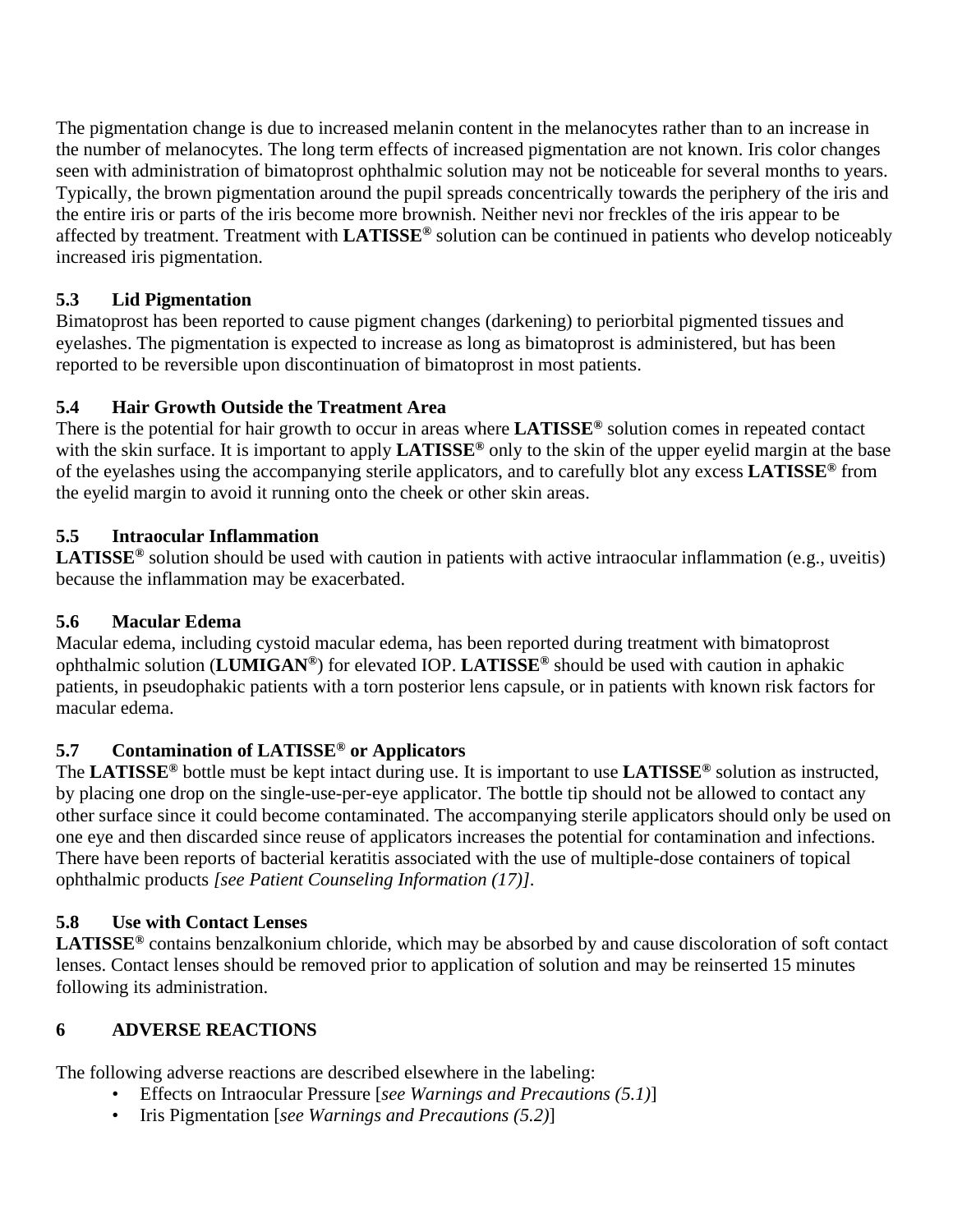The pigmentation change is due to increased melanin content in the melanocytes rather than to an increase in the number of melanocytes. The long term effects of increased pigmentation are not known. Iris color changes seen with administration of bimatoprost ophthalmic solution may not be noticeable for several months to years. Typically, the brown pigmentation around the pupil spreads concentrically towards the periphery of the iris and the entire iris or parts of the iris become more brownish. Neither nevi nor freckles of the iris appear to be affected by treatment. Treatment with **LATISSE®** solution can be continued in patients who develop noticeably increased iris pigmentation.

### 5.3 Lid Pigmentation

Bimatoprost has been reported to cause pigment changes (darkening) to periorbital pigmented tissues and eyelashes. The pigmentation is expected to increase as long as bimatoprost is administered, but has been reported to be reversible upon discontinuation of bimatoprost in most patients.

### 5.4 Hair Growth Outside the Treatment Area

There is the potential for hair growth to occur in areas where **LATISSE®** solution comes in repeated contact with the skin surface. It is important to apply **LATISSE®** only to the skin of the upper eyelid margin at the base of the eyelashes using the accompanying sterile applicators, and to carefully blot any excess **LATISSE®** from the eyelid margin to avoid it running onto the cheek or other skin areas.

### 5.5 Intraocular Inflammation

**LATISSE®** solution should be used with caution in patients with active intraocular inflammation (e.g., uveitis) because the inflammation may be exacerbated.

### 5.6 Macular Edema

Macular edema, including cystoid macular edema, has been reported during treatment with bimatoprost ophthalmic solution (**LUMIGAN®**) for elevated IOP. **LATISSE®** should be used with caution in aphakic patients, in pseudophakic patients with a torn posterior lens capsule, or in patients with known risk factors for macular edema.

### 5.7 Contamination of LATISSE® or Applicators

The **LATISSE®** bottle must be kept intact during use. It is important to use **LATISSE®** solution as instructed, by placing one drop on the single-use-per-eye applicator. The bottle tip should not be allowed to contact any other surface since it could become contaminated. The accompanying sterile applicators should only be used on one eye and then discarded since reuse of applicators increases the potential for contamination and infections. There have been reports of bacterial keratitis associated with the use of multiple-dose containers of topical ophthalmic products *[see Patient Counseling Information (17)]*.

### 5.8 Use with Contact Lenses

**LATISSE®** contains benzalkonium chloride, which may be absorbed by and cause discoloration of soft contact lenses. Contact lenses should be removed prior to application of solution and may be reinserted 15 minutes following its administration.

## 6 ADVERSE REACTIONS

The following adverse reactions are described elsewhere in the labeling:

- Effects on Intraocular Pressure [*see Warnings and Precautions (5.1)*]
- Iris Pigmentation [*see Warnings and Precautions (5.2)*]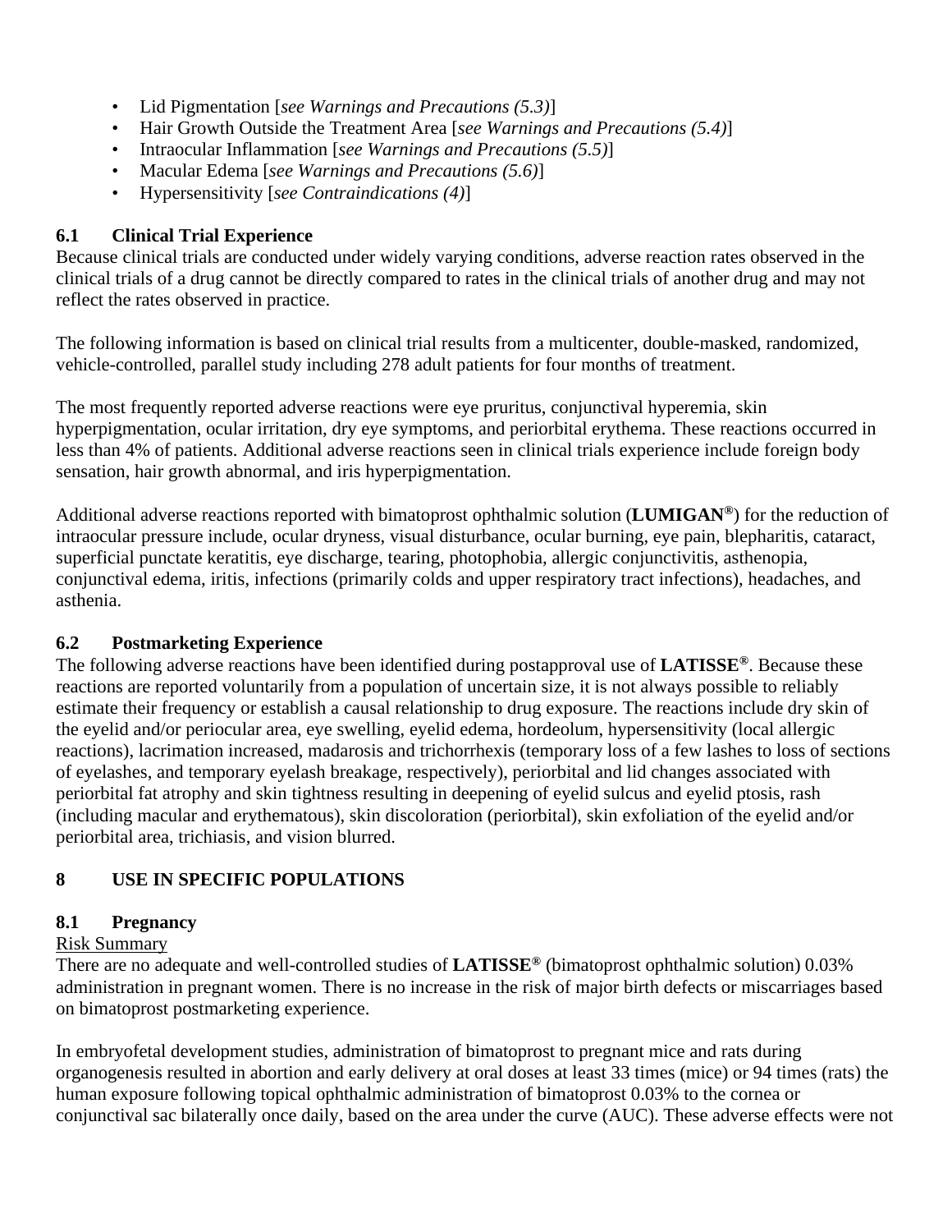- Lid Pigmentation [*see Warnings and Precautions (5.3)*]
- Hair Growth Outside the Treatment Area [*see Warnings and Precautions (5.4)*]
- Intraocular Inflammation [*see Warnings and Precautions (5.5)*]
- Macular Edema [*see Warnings and Precautions (5.6)*]
- Hypersensitivity [*see Contraindications (4)*]

### 6.1 Clinical Trial Experience

Because clinical trials are conducted under widely varying conditions, adverse reaction rates observed in the clinical trials of a drug cannot be directly compared to rates in the clinical trials of another drug and may not reflect the rates observed in practice.

The following information is based on clinical trial results from a multicenter, double-masked, randomized, vehicle-controlled, parallel study including 278 adult patients for four months of treatment.

The most frequently reported adverse reactions were eye pruritus, conjunctival hyperemia, skin hyperpigmentation, ocular irritation, dry eye symptoms, and periorbital erythema. These reactions occurred in less than 4% of patients. Additional adverse reactions seen in clinical trials experience include foreign body sensation, hair growth abnormal, and iris hyperpigmentation.

Additional adverse reactions reported with bimatoprost ophthalmic solution (**LUMIGAN®**) for the reduction of intraocular pressure include, ocular dryness, visual disturbance, ocular burning, eye pain, blepharitis, cataract, superficial punctate keratitis, eye discharge, tearing, photophobia, allergic conjunctivitis, asthenopia, conjunctival edema, iritis, infections (primarily colds and upper respiratory tract infections), headaches, and asthenia.

### 6.2 Postmarketing Experience

The following adverse reactions have been identified during postapproval use of **LATISSE®**. Because these reactions are reported voluntarily from a population of uncertain size, it is not always possible to reliably estimate their frequency or establish a causal relationship to drug exposure. The reactions include dry skin of the eyelid and/or periocular area, eye swelling, eyelid edema, hordeolum, hypersensitivity (local allergic reactions), lacrimation increased, madarosis and trichorrhexis (temporary loss of a few lashes to loss of sections of eyelashes, and temporary eyelash breakage, respectively), periorbital and lid changes associated with periorbital fat atrophy and skin tightness resulting in deepening of eyelid sulcus and eyelid ptosis, rash (including macular and erythematous), skin discoloration (periorbital), skin exfoliation of the eyelid and/or periorbital area, trichiasis, and vision blurred.

## 8 USE IN SPECIFIC POPULATIONS

### 8.1 Pregnancy

Risk Summary

There are no adequate and well-controlled studies of **LATISSE®** (bimatoprost ophthalmic solution) 0.03% administration in pregnant women. There is no increase in the risk of major birth defects or miscarriages based on bimatoprost postmarketing experience.

In embryofetal development studies, administration of bimatoprost to pregnant mice and rats during organogenesis resulted in abortion and early delivery at oral doses at least 33 times (mice) or 94 times (rats) the human exposure following topical ophthalmic administration of bimatoprost 0.03% to the cornea or conjunctival sac bilaterally once daily, based on the area under the curve (AUC). These adverse effects were not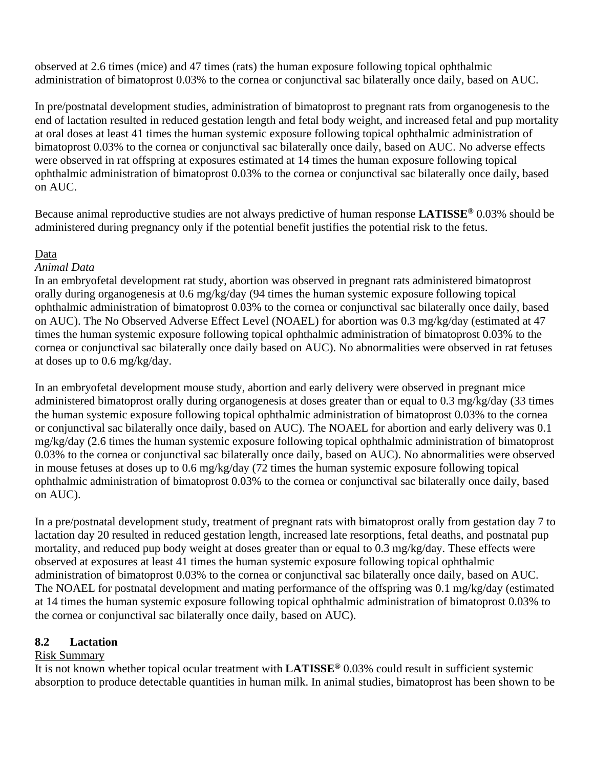observed at 2.6 times (mice) and 47 times (rats) the human exposure following topical ophthalmic administration of bimatoprost 0.03% to the cornea or conjunctival sac bilaterally once daily, based on AUC.

In pre/postnatal development studies, administration of bimatoprost to pregnant rats from organogenesis to the end of lactation resulted in reduced gestation length and fetal body weight, and increased fetal and pup mortality at oral doses at least 41 times the human systemic exposure following topical ophthalmic administration of bimatoprost 0.03% to the cornea or conjunctival sac bilaterally once daily, based on AUC. No adverse effects were observed in rat offspring at exposures estimated at 14 times the human exposure following topical ophthalmic administration of bimatoprost 0.03% to the cornea or conjunctival sac bilaterally once daily, based on AUC.

Because animal reproductive studies are not always predictive of human response **LATISSE®** 0.03% should be administered during pregnancy only if the potential benefit justifies the potential risk to the fetus.

Data

*Animal Data*

In an embryofetal development rat study, abortion was observed in pregnant rats administered bimatoprost orally during organogenesis at 0.6 mg/kg/day (94 times the human systemic exposure following topical ophthalmic administration of bimatoprost 0.03% to the cornea or conjunctival sac bilaterally once daily, based on AUC). The No Observed Adverse Effect Level (NOAEL) for abortion was 0.3 mg/kg/day (estimated at 47 times the human systemic exposure following topical ophthalmic administration of bimatoprost 0.03% to the cornea or conjunctival sac bilaterally once daily based on AUC). No abnormalities were observed in rat fetuses at doses up to 0.6 mg/kg/day.

In an embryofetal development mouse study, abortion and early delivery were observed in pregnant mice administered bimatoprost orally during organogenesis at doses greater than or equal to 0.3 mg/kg/day (33 times the human systemic exposure following topical ophthalmic administration of bimatoprost 0.03% to the cornea or conjunctival sac bilaterally once daily, based on AUC). The NOAEL for abortion and early delivery was 0.1 mg/kg/day (2.6 times the human systemic exposure following topical ophthalmic administration of bimatoprost 0.03% to the cornea or conjunctival sac bilaterally once daily, based on AUC). No abnormalities were observed in mouse fetuses at doses up to 0.6 mg/kg/day (72 times the human systemic exposure following topical ophthalmic administration of bimatoprost 0.03% to the cornea or conjunctival sac bilaterally once daily, based on AUC).

In a pre/postnatal development study, treatment of pregnant rats with bimatoprost orally from gestation day 7 to lactation day 20 resulted in reduced gestation length, increased late resorptions, fetal deaths, and postnatal pup mortality, and reduced pup body weight at doses greater than or equal to 0.3 mg/kg/day. These effects were observed at exposures at least 41 times the human systemic exposure following topical ophthalmic administration of bimatoprost 0.03% to the cornea or conjunctival sac bilaterally once daily, based on AUC. The NOAEL for postnatal development and mating performance of the offspring was 0.1 mg/kg/day (estimated at 14 times the human systemic exposure following topical ophthalmic administration of bimatoprost 0.03% to the cornea or conjunctival sac bilaterally once daily, based on AUC).

### 8.2 Lactation

Risk Summary

It is not known whether topical ocular treatment with **LATISSE®** 0.03% could result in sufficient systemic absorption to produce detectable quantities in human milk. In animal studies, bimatoprost has been shown to be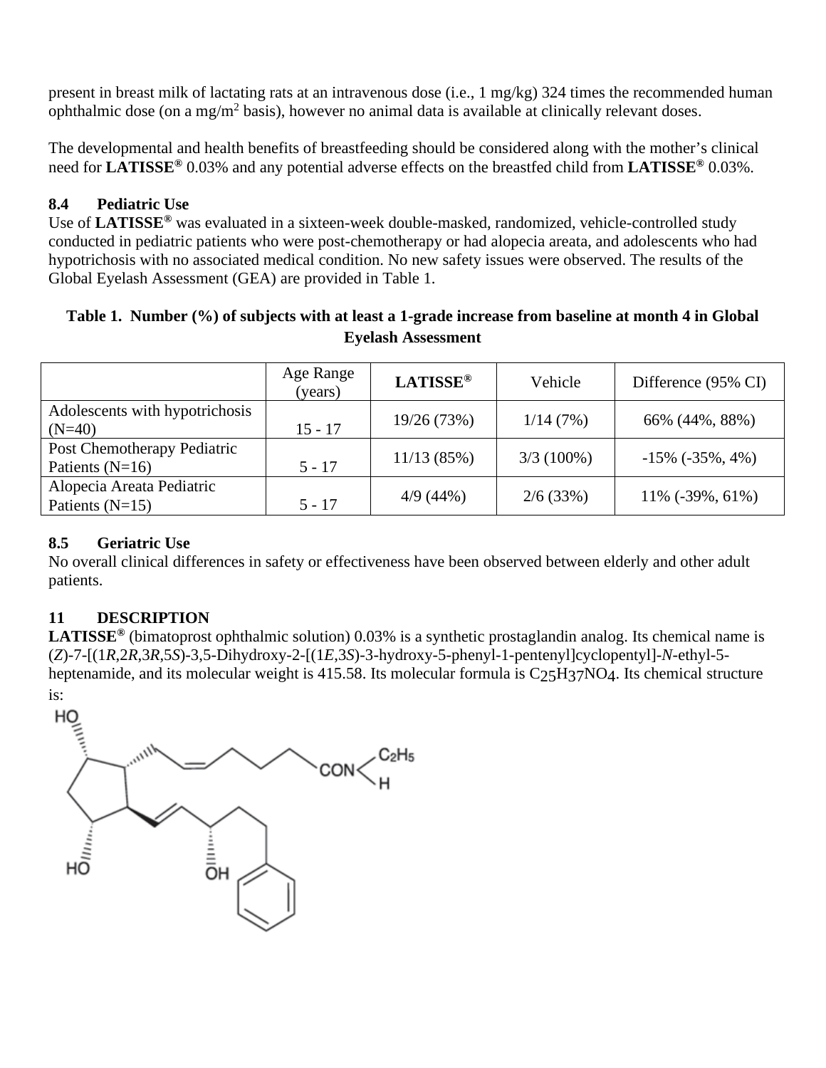present in breast milk of lactating rats at an intravenous dose (i.e., 1 mg/kg) 324 times the recommended human ophthalmic dose (on a mg/$m^2$ basis), however no animal data is available at clinically relevant doses.

The developmental and health benefits of breastfeeding should be considered along with the mother's clinical need for **LATISSE®** 0.03% and any potential adverse effects on the breastfed child from **LATISSE®** 0.03%.

### 8.4 Pediatric Use

Use of **LATISSE®** was evaluated in a sixteen-week double-masked, randomized, vehicle-controlled study conducted in pediatric patients who were post-chemotherapy or had alopecia areata, and adolescents who had hypotrichosis with no associated medical condition. No new safety issues were observed. The results of the Global Eyelash Assessment (GEA) are provided in Table 1.

**Table 1. Number (%) of subjects with at least a 1-grade increase from baseline at month 4 in Global Eyelash Assessment**

| | Age Range (years) | **LATISSE®** | Vehicle | Difference (95% CI) |
|---|---|---|---|---|
| Adolescents with hypotrichosis (N=40) | 15 - 17 | 19/26 (73%) | 1/14 (7%) | 66% (44%, 88%) |
| Post Chemotherapy Pediatric Patients (N=16) | 5 - 17 | 11/13 (85%) | 3/3 (100%) | -15% (-35%, 4%) |
| Alopecia Areata Pediatric Patients (N=15) | 5 - 17 | 4/9 (44%) | 2/6 (33%) | 11% (-39%, 61%) |

### 8.5 Geriatric Use

No overall clinical differences in safety or effectiveness have been observed between elderly and other adult patients.

## 11 DESCRIPTION

**LATISSE®** (bimatoprost ophthalmic solution) 0.03% is a synthetic prostaglandin analog. Its chemical name is (*Z*)-7-[(1*R*,2*R*,3*R*,5*S*)-3,5-Dihydroxy-2-[(1*E*,3*S*)-3-hydroxy-5-phenyl-1-pentenyl]cyclopentyl]-*N*-ethyl-5-heptenamide, and its molecular weight is 415.58. Its molecular formula is $C_{25}H_{37}NO_4$. Its chemical structure is: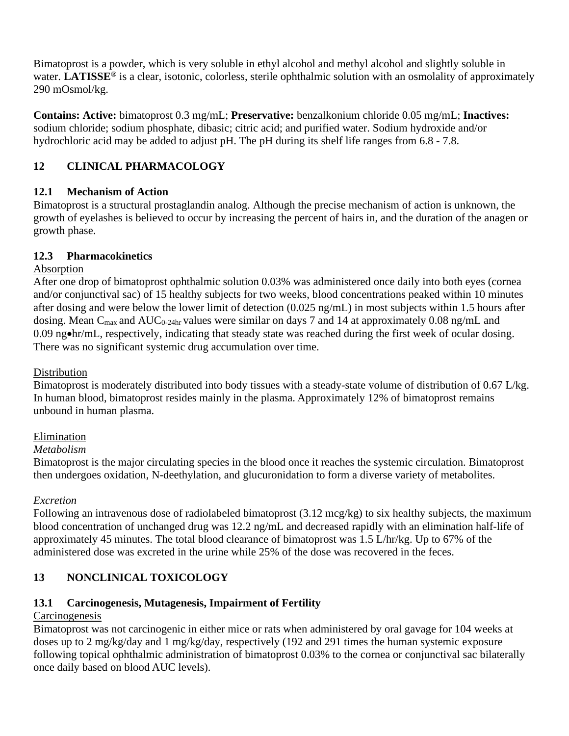Bimatoprost is a powder, which is very soluble in ethyl alcohol and methyl alcohol and slightly soluble in water. **LATISSE®** is a clear, isotonic, colorless, sterile ophthalmic solution with an osmolality of approximately 290 mOsmol/kg.

**Contains: Active:** bimatoprost 0.3 mg/mL; **Preservative:** benzalkonium chloride 0.05 mg/mL; **Inactives:** sodium chloride; sodium phosphate, dibasic; citric acid; and purified water. Sodium hydroxide and/or hydrochloric acid may be added to adjust pH. The pH during its shelf life ranges from 6.8 - 7.8.

## 12 CLINICAL PHARMACOLOGY

### 12.1 Mechanism of Action

Bimatoprost is a structural prostaglandin analog. Although the precise mechanism of action is unknown, the growth of eyelashes is believed to occur by increasing the percent of hairs in, and the duration of the anagen or growth phase.

### 12.3 Pharmacokinetics

Absorption

After one drop of bimatoprost ophthalmic solution 0.03% was administered once daily into both eyes (cornea and/or conjunctival sac) of 15 healthy subjects for two weeks, blood concentrations peaked within 10 minutes after dosing and were below the lower limit of detection (0.025 ng/mL) in most subjects within 1.5 hours after dosing. Mean $C_{max}$ and $AUC_{0\text{-}24hr}$ values were similar on days 7 and 14 at approximately 0.08 ng/mL and 0.09 ng•hr/mL, respectively, indicating that steady state was reached during the first week of ocular dosing. There was no significant systemic drug accumulation over time.

Distribution

Bimatoprost is moderately distributed into body tissues with a steady-state volume of distribution of 0.67 L/kg. In human blood, bimatoprost resides mainly in the plasma. Approximately 12% of bimatoprost remains unbound in human plasma.

Elimination

*Metabolism*

Bimatoprost is the major circulating species in the blood once it reaches the systemic circulation. Bimatoprost then undergoes oxidation, N-deethylation, and glucuronidation to form a diverse variety of metabolites.

*Excretion*

Following an intravenous dose of radiolabeled bimatoprost (3.12 mcg/kg) to six healthy subjects, the maximum blood concentration of unchanged drug was 12.2 ng/mL and decreased rapidly with an elimination half-life of approximately 45 minutes. The total blood clearance of bimatoprost was 1.5 L/hr/kg. Up to 67% of the administered dose was excreted in the urine while 25% of the dose was recovered in the feces.

## 13 NONCLINICAL TOXICOLOGY

### 13.1 Carcinogenesis, Mutagenesis, Impairment of Fertility

Carcinogenesis

Bimatoprost was not carcinogenic in either mice or rats when administered by oral gavage for 104 weeks at doses up to 2 mg/kg/day and 1 mg/kg/day, respectively (192 and 291 times the human systemic exposure following topical ophthalmic administration of bimatoprost 0.03% to the cornea or conjunctival sac bilaterally once daily based on blood AUC levels).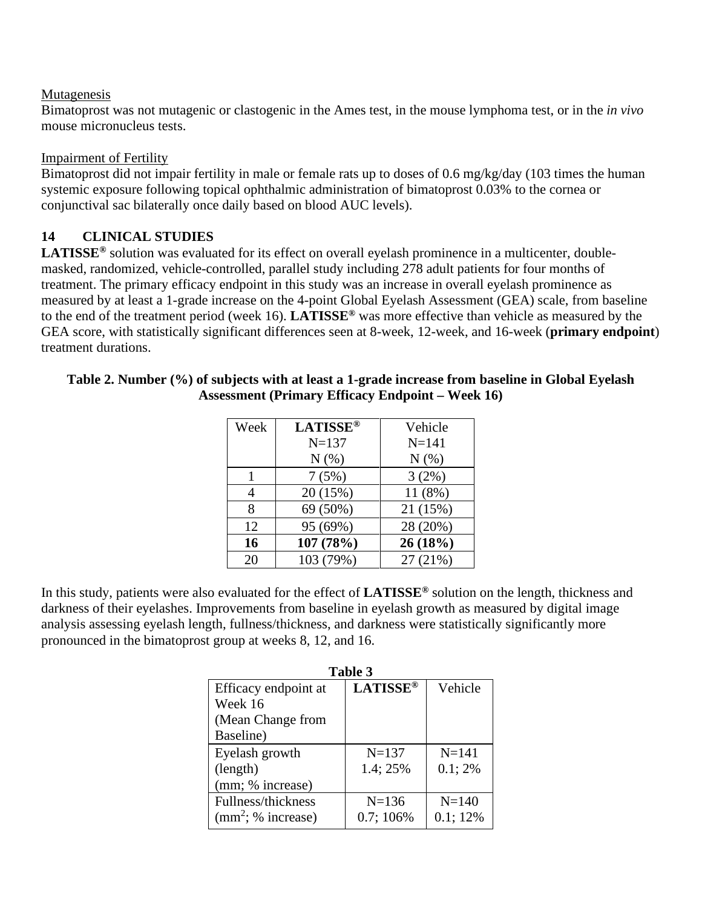Mutagenesis

Bimatoprost was not mutagenic or clastogenic in the Ames test, in the mouse lymphoma test, or in the *in vivo* mouse micronucleus tests.

Impairment of Fertility

Bimatoprost did not impair fertility in male or female rats up to doses of 0.6 mg/kg/day (103 times the human systemic exposure following topical ophthalmic administration of bimatoprost 0.03% to the cornea or conjunctival sac bilaterally once daily based on blood AUC levels).

## 14 CLINICAL STUDIES

**LATISSE®** solution was evaluated for its effect on overall eyelash prominence in a multicenter, double-masked, randomized, vehicle-controlled, parallel study including 278 adult patients for four months of treatment. The primary efficacy endpoint in this study was an increase in overall eyelash prominence as measured by at least a 1-grade increase on the 4-point Global Eyelash Assessment (GEA) scale, from baseline to the end of the treatment period (week 16). **LATISSE®** was more effective than vehicle as measured by the GEA score, with statistically significant differences seen at 8-week, 12-week, and 16-week (**primary endpoint**) treatment durations.

**Table 2. Number (%) of subjects with at least a 1-grade increase from baseline in Global Eyelash Assessment (Primary Efficacy Endpoint – Week 16)**

| Week | **LATISSE®** N=137 N (%) | Vehicle N=141 N (%) |
|---|---|---|
| 1 | 7 (5%) | 3 (2%) |
| 4 | 20 (15%) | 11 (8%) |
| 8 | 69 (50%) | 21 (15%) |
| 12 | 95 (69%) | 28 (20%) |
| **16** | **107 (78%)** | **26 (18%)** |
| 20 | 103 (79%) | 27 (21%) |

In this study, patients were also evaluated for the effect of **LATISSE®** solution on the length, thickness and darkness of their eyelashes. Improvements from baseline in eyelash growth as measured by digital image analysis assessing eyelash length, fullness/thickness, and darkness were statistically significantly more pronounced in the bimatoprost group at weeks 8, 12, and 16.

**Table 3**

| Efficacy endpoint at Week 16 (Mean Change from Baseline) | **LATISSE®** | Vehicle |
|---|---|---|
| Eyelash growth (length) (mm; % increase) | N=137 1.4; 25% | N=141 0.1; 2% |
| Fullness/thickness ($mm^2$; % increase) | N=136 0.7; 106% | N=140 0.1; 12% |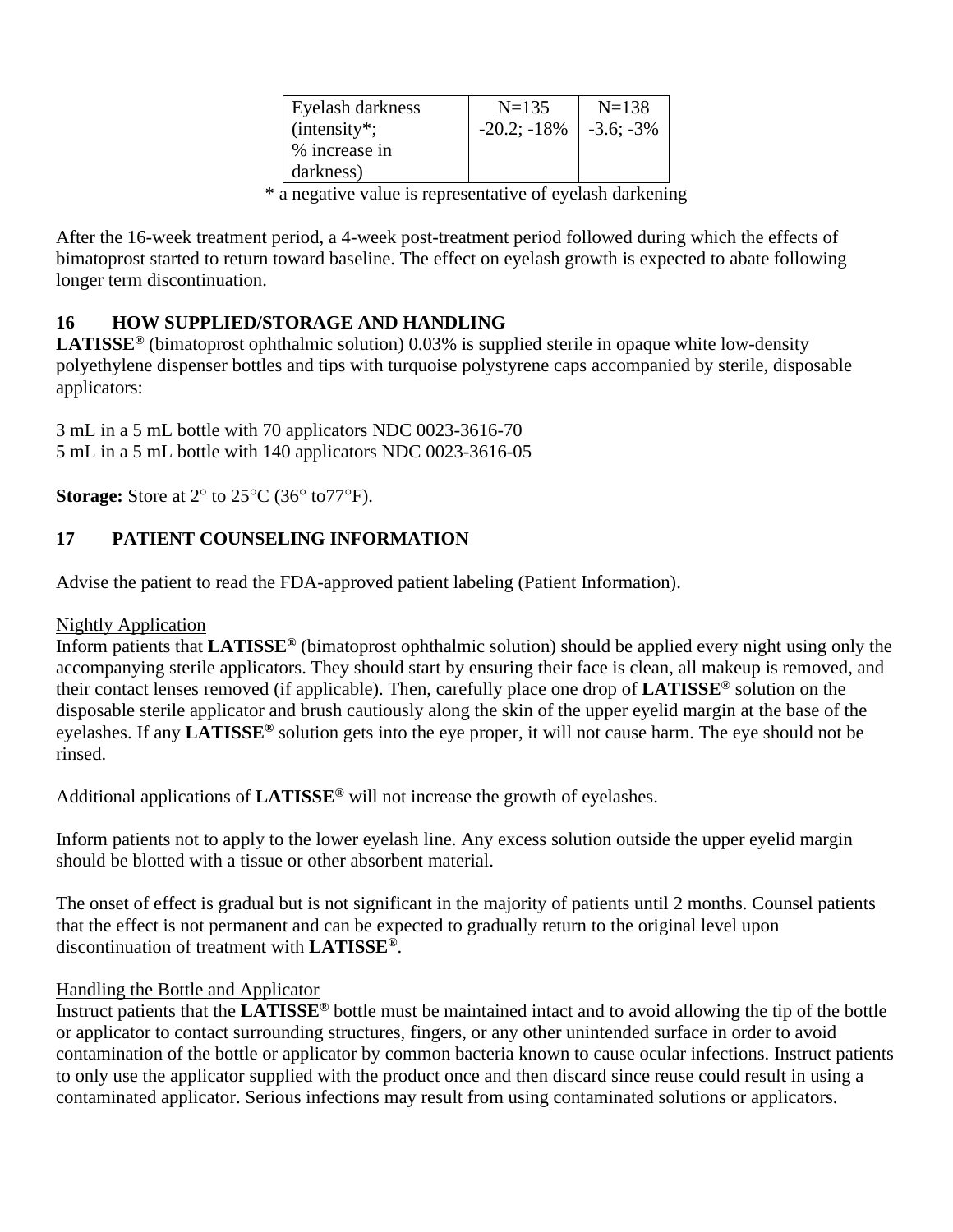| Eyelash darkness (intensity*; % increase in darkness) | N=135<br>-20.2; -18% | N=138<br>-3.6; -3% |
|---|---|---|

\* a negative value is representative of eyelash darkening

After the 16-week treatment period, a 4-week post-treatment period followed during which the effects of bimatoprost started to return toward baseline. The effect on eyelash growth is expected to abate following longer term discontinuation.

## 16 HOW SUPPLIED/STORAGE AND HANDLING

**LATISSE®** (bimatoprost ophthalmic solution) 0.03% is supplied sterile in opaque white low-density polyethylene dispenser bottles and tips with turquoise polystyrene caps accompanied by sterile, disposable applicators:

3 mL in a 5 mL bottle with 70 applicators NDC 0023-3616-70
5 mL in a 5 mL bottle with 140 applicators NDC 0023-3616-05

**Storage:** Store at 2° to 25°C (36° to77°F).

## 17 PATIENT COUNSELING INFORMATION

Advise the patient to read the FDA-approved patient labeling (Patient Information).

Nightly Application

Inform patients that **LATISSE®** (bimatoprost ophthalmic solution) should be applied every night using only the accompanying sterile applicators. They should start by ensuring their face is clean, all makeup is removed, and their contact lenses removed (if applicable). Then, carefully place one drop of **LATISSE®** solution on the disposable sterile applicator and brush cautiously along the skin of the upper eyelid margin at the base of the eyelashes. If any **LATISSE®** solution gets into the eye proper, it will not cause harm. The eye should not be rinsed.

Additional applications of **LATISSE®** will not increase the growth of eyelashes.

Inform patients not to apply to the lower eyelash line. Any excess solution outside the upper eyelid margin should be blotted with a tissue or other absorbent material.

The onset of effect is gradual but is not significant in the majority of patients until 2 months. Counsel patients that the effect is not permanent and can be expected to gradually return to the original level upon discontinuation of treatment with **LATISSE®**.

Handling the Bottle and Applicator

Instruct patients that the **LATISSE®** bottle must be maintained intact and to avoid allowing the tip of the bottle or applicator to contact surrounding structures, fingers, or any other unintended surface in order to avoid contamination of the bottle or applicator by common bacteria known to cause ocular infections. Instruct patients to only use the applicator supplied with the product once and then discard since reuse could result in using a contaminated applicator. Serious infections may result from using contaminated solutions or applicators.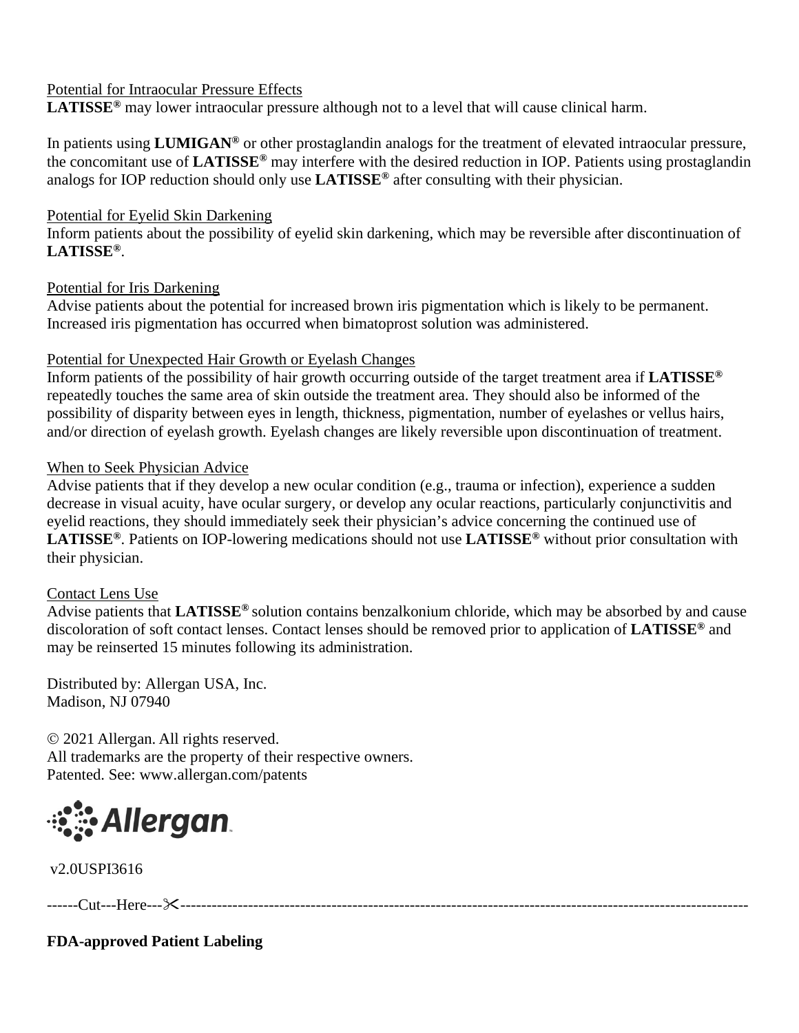Potential for Intraocular Pressure Effects

**LATISSE®** may lower intraocular pressure although not to a level that will cause clinical harm.

In patients using **LUMIGAN®** or other prostaglandin analogs for the treatment of elevated intraocular pressure, the concomitant use of **LATISSE®** may interfere with the desired reduction in IOP. Patients using prostaglandin analogs for IOP reduction should only use **LATISSE®** after consulting with their physician.

Potential for Eyelid Skin Darkening

Inform patients about the possibility of eyelid skin darkening, which may be reversible after discontinuation of **LATISSE®**.

Potential for Iris Darkening

Advise patients about the potential for increased brown iris pigmentation which is likely to be permanent. Increased iris pigmentation has occurred when bimatoprost solution was administered.

Potential for Unexpected Hair Growth or Eyelash Changes

Inform patients of the possibility of hair growth occurring outside of the target treatment area if **LATISSE®** repeatedly touches the same area of skin outside the treatment area. They should also be informed of the possibility of disparity between eyes in length, thickness, pigmentation, number of eyelashes or vellus hairs, and/or direction of eyelash growth. Eyelash changes are likely reversible upon discontinuation of treatment.

When to Seek Physician Advice

Advise patients that if they develop a new ocular condition (e.g., trauma or infection), experience a sudden decrease in visual acuity, have ocular surgery, or develop any ocular reactions, particularly conjunctivitis and eyelid reactions, they should immediately seek their physician's advice concerning the continued use of **LATISSE®**. Patients on IOP-lowering medications should not use **LATISSE®** without prior consultation with their physician.

Contact Lens Use

Advise patients that **LATISSE®** solution contains benzalkonium chloride, which may be absorbed by and cause discoloration of soft contact lenses. Contact lenses should be removed prior to application of **LATISSE®** and may be reinserted 15 minutes following its administration.

Distributed by: Allergan USA, Inc.
Madison, NJ 07940

© 2021 Allergan. All rights reserved.
All trademarks are the property of their respective owners.
Patented. See: www.allergan.com/patents

Allergan

v2.0USPI3616

------Cut---Here---✂------------------------------------------------------------------------------------------------------------

**FDA-approved Patient Labeling**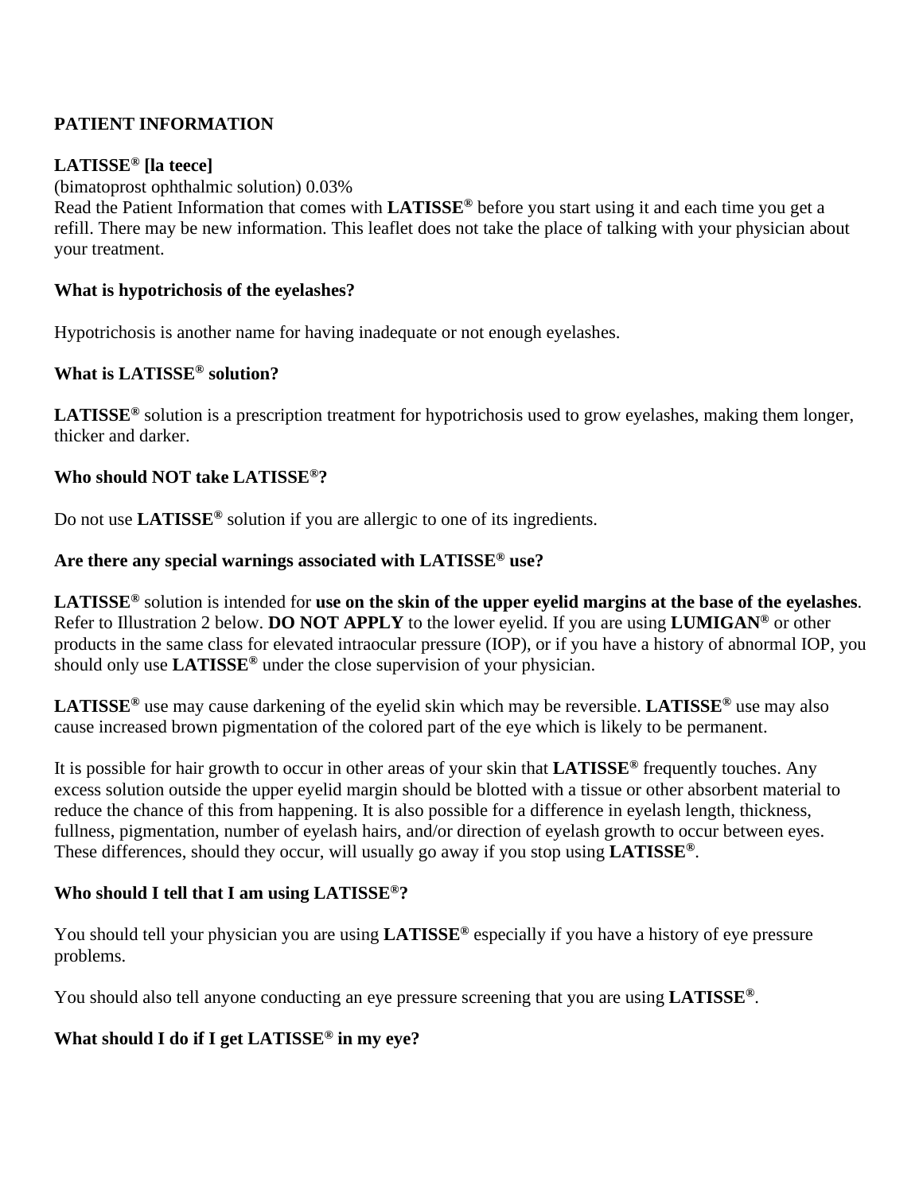**PATIENT INFORMATION**

**LATISSE® [la teece]**
(bimatoprost ophthalmic solution) 0.03%
Read the Patient Information that comes with **LATISSE®** before you start using it and each time you get a refill. There may be new information. This leaflet does not take the place of talking with your physician about your treatment.

**What is hypotrichosis of the eyelashes?**

Hypotrichosis is another name for having inadequate or not enough eyelashes.

**What is LATISSE® solution?**

**LATISSE®** solution is a prescription treatment for hypotrichosis used to grow eyelashes, making them longer, thicker and darker.

**Who should NOT take LATISSE®?**

Do not use **LATISSE®** solution if you are allergic to one of its ingredients.

**Are there any special warnings associated with LATISSE® use?**

**LATISSE®** solution is intended for **use on the skin of the upper eyelid margins at the base of the eyelashes**. Refer to Illustration 2 below. **DO NOT APPLY** to the lower eyelid. If you are using **LUMIGAN®** or other products in the same class for elevated intraocular pressure (IOP), or if you have a history of abnormal IOP, you should only use **LATISSE®** under the close supervision of your physician.

**LATISSE®** use may cause darkening of the eyelid skin which may be reversible. **LATISSE®** use may also cause increased brown pigmentation of the colored part of the eye which is likely to be permanent.

It is possible for hair growth to occur in other areas of your skin that **LATISSE®** frequently touches. Any excess solution outside the upper eyelid margin should be blotted with a tissue or other absorbent material to reduce the chance of this from happening. It is also possible for a difference in eyelash length, thickness, fullness, pigmentation, number of eyelash hairs, and/or direction of eyelash growth to occur between eyes. These differences, should they occur, will usually go away if you stop using **LATISSE®**.

**Who should I tell that I am using LATISSE®?**

You should tell your physician you are using **LATISSE®** especially if you have a history of eye pressure problems.

You should also tell anyone conducting an eye pressure screening that you are using **LATISSE®**.

**What should I do if I get LATISSE® in my eye?**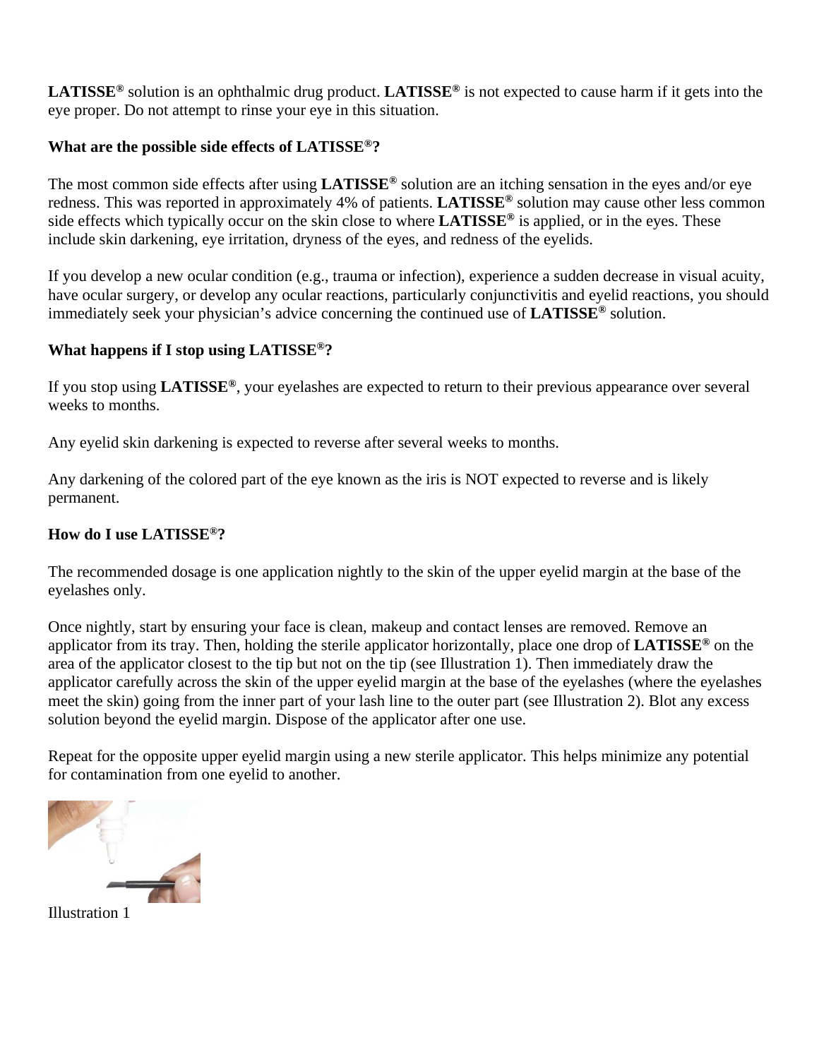**LATISSE®** solution is an ophthalmic drug product. **LATISSE®** is not expected to cause harm if it gets into the eye proper. Do not attempt to rinse your eye in this situation.

### What are the possible side effects of LATISSE®?

The most common side effects after using **LATISSE®** solution are an itching sensation in the eyes and/or eye redness. This was reported in approximately 4% of patients. **LATISSE®** solution may cause other less common side effects which typically occur on the skin close to where **LATISSE®** is applied, or in the eyes. These include skin darkening, eye irritation, dryness of the eyes, and redness of the eyelids.

If you develop a new ocular condition (e.g., trauma or infection), experience a sudden decrease in visual acuity, have ocular surgery, or develop any ocular reactions, particularly conjunctivitis and eyelid reactions, you should immediately seek your physician's advice concerning the continued use of **LATISSE®** solution.

### What happens if I stop using LATISSE®?

If you stop using **LATISSE®**, your eyelashes are expected to return to their previous appearance over several weeks to months.

Any eyelid skin darkening is expected to reverse after several weeks to months.

Any darkening of the colored part of the eye known as the iris is NOT expected to reverse and is likely permanent.

### How do I use LATISSE®?

The recommended dosage is one application nightly to the skin of the upper eyelid margin at the base of the eyelashes only.

Once nightly, start by ensuring your face is clean, makeup and contact lenses are removed. Remove an applicator from its tray. Then, holding the sterile applicator horizontally, place one drop of **LATISSE®** on the area of the applicator closest to the tip but not on the tip (see Illustration 1). Then immediately draw the applicator carefully across the skin of the upper eyelid margin at the base of the eyelashes (where the eyelashes meet the skin) going from the inner part of your lash line to the outer part (see Illustration 2). Blot any excess solution beyond the eyelid margin. Dispose of the applicator after one use.

Repeat for the opposite upper eyelid margin using a new sterile applicator. This helps minimize any potential for contamination from one eyelid to another.

Illustration 1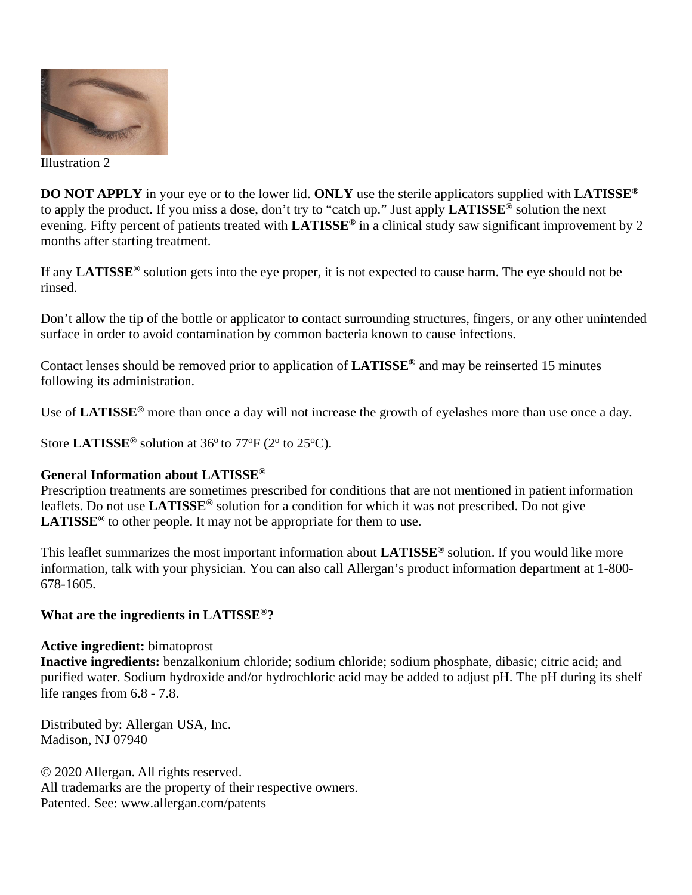Illustration 2

**DO NOT APPLY** in your eye or to the lower lid. **ONLY** use the sterile applicators supplied with **LATISSE®** to apply the product. If you miss a dose, don't try to "catch up." Just apply **LATISSE®** solution the next evening. Fifty percent of patients treated with **LATISSE®** in a clinical study saw significant improvement by 2 months after starting treatment.

If any **LATISSE®** solution gets into the eye proper, it is not expected to cause harm. The eye should not be rinsed.

Don't allow the tip of the bottle or applicator to contact surrounding structures, fingers, or any other unintended surface in order to avoid contamination by common bacteria known to cause infections.

Contact lenses should be removed prior to application of **LATISSE®** and may be reinserted 15 minutes following its administration.

Use of **LATISSE®** more than once a day will not increase the growth of eyelashes more than use once a day.

Store **LATISSE®** solution at 36º to 77ºF (2º to 25ºC).

**General Information about LATISSE®**

Prescription treatments are sometimes prescribed for conditions that are not mentioned in patient information leaflets. Do not use **LATISSE®** solution for a condition for which it was not prescribed. Do not give **LATISSE®** to other people. It may not be appropriate for them to use.

This leaflet summarizes the most important information about **LATISSE®** solution. If you would like more information, talk with your physician. You can also call Allergan's product information department at 1-800-678-1605.

**What are the ingredients in LATISSE®?**

**Active ingredient:** bimatoprost
**Inactive ingredients:** benzalkonium chloride; sodium chloride; sodium phosphate, dibasic; citric acid; and purified water. Sodium hydroxide and/or hydrochloric acid may be added to adjust pH. The pH during its shelf life ranges from 6.8 - 7.8.

Distributed by: Allergan USA, Inc.
Madison, NJ 07940

© 2020 Allergan. All rights reserved.
All trademarks are the property of their respective owners.
Patented. See: www.allergan.com/patents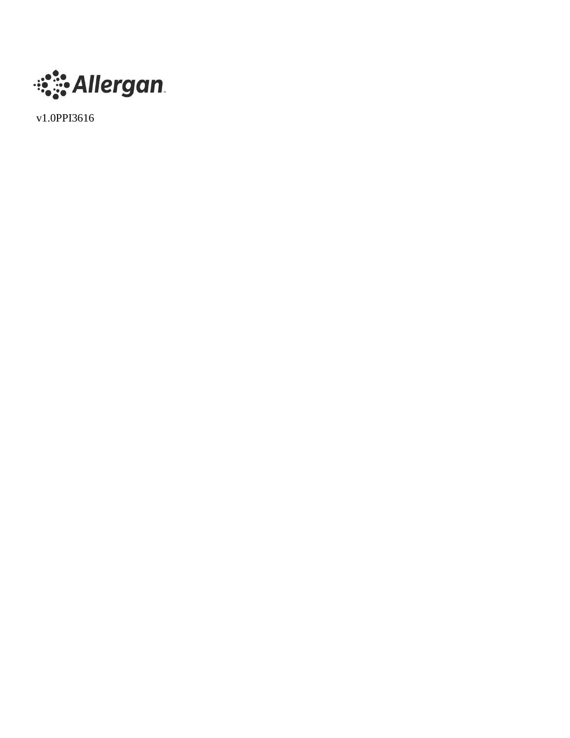Allergan

v1.0PPI3616